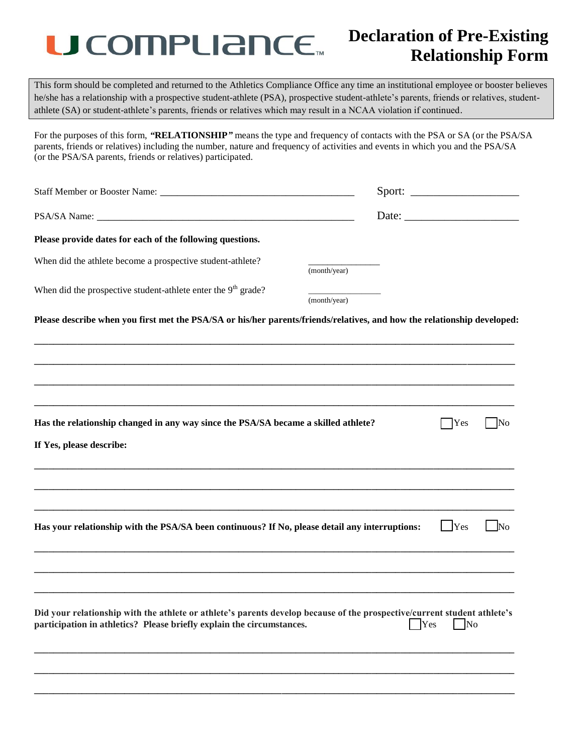# U COMPLIANCE

# Declaration of Pre-Existing Relationship Form

This form should be completed and returned to the Athletics Compliance Office any time an institutional employee or booster believes he/she has a relationship with a prospective student-athlete (PSA), prospective student-athlete's parents, friends or relatives, student-athlete (SA) or student-athlete's parents, friends or relatives which may result in a NCAA violation if continued.

For the purposes of this form, ***"RELATIONSHIP"*** means the type and frequency of contacts with the PSA or SA (or the PSA/SA parents, friends or relatives) including the number, nature and frequency of activities and events in which you and the PSA/SA (or the PSA/SA parents, friends or relatives) participated.

Staff Member or Booster Name: ______________________________________ Sport: ___________________

PSA/SA Name: __________________________________________________ Date: ____________________

**Please provide dates for each of the following questions.**

When did the athlete become a prospective student-athlete? _______________ (month/year)

When did the prospective student-athlete enter the 9th grade? _______________ (month/year)

**Please describe when you first met the PSA/SA or his/her parents/friends/relatives, and how the relationship developed:**

_______________________________________________________________________________

_______________________________________________________________________________

_______________________________________________________________________________

_______________________________________________________________________________

**Has the relationship changed in any way since the PSA/SA became a skilled athlete?** ☐ Yes ☐ No

**If Yes, please describe:**

_______________________________________________________________________________

_______________________________________________________________________________

_______________________________________________________________________________

**Has your relationship with the PSA/SA been continuous? If No, please detail any interruptions:** ☐ Yes ☐ No

_______________________________________________________________________________

_______________________________________________________________________________

_______________________________________________________________________________

**Did your relationship with the athlete or athlete's parents develop because of the prospective/current student athlete's participation in athletics? Please briefly explain the circumstances.** ☐ Yes ☐ No

_______________________________________________________________________________

_______________________________________________________________________________

_______________________________________________________________________________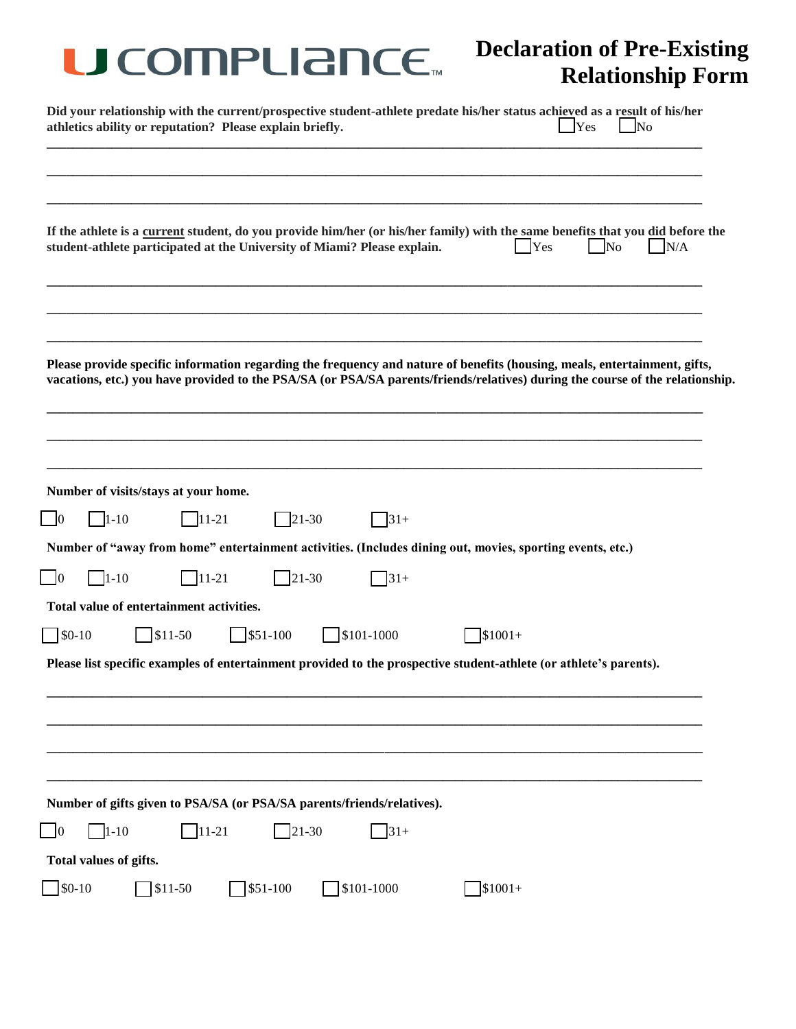# U COMPLIANCE™

# Declaration of Pre-Existing Relationship Form

**Did your relationship with the current/prospective student-athlete predate his/her status achieved as a result of his/her athletics ability or reputation? Please explain briefly.** ☐ Yes ☐ No

\_\_\_\_\_\_\_\_\_\_\_\_\_\_\_\_\_\_\_\_\_\_\_\_\_\_\_\_\_\_\_\_\_\_\_\_\_\_\_\_\_\_\_\_\_\_\_\_\_\_\_\_\_\_\_\_\_\_\_\_\_\_\_\_\_\_\_\_\_\_\_\_\_\_\_\_\_\_

\_\_\_\_\_\_\_\_\_\_\_\_\_\_\_\_\_\_\_\_\_\_\_\_\_\_\_\_\_\_\_\_\_\_\_\_\_\_\_\_\_\_\_\_\_\_\_\_\_\_\_\_\_\_\_\_\_\_\_\_\_\_\_\_\_\_\_\_\_\_\_\_\_\_\_\_\_\_

\_\_\_\_\_\_\_\_\_\_\_\_\_\_\_\_\_\_\_\_\_\_\_\_\_\_\_\_\_\_\_\_\_\_\_\_\_\_\_\_\_\_\_\_\_\_\_\_\_\_\_\_\_\_\_\_\_\_\_\_\_\_\_\_\_\_\_\_\_\_\_\_\_\_\_\_\_\_

**If the athlete is a <u>current</u> student, do you provide him/her (or his/her family) with the same benefits that you <u>did</u> before the student-athlete participated at the University of Miami? Please explain.** ☐ Yes ☐ No ☐ N/A

\_\_\_\_\_\_\_\_\_\_\_\_\_\_\_\_\_\_\_\_\_\_\_\_\_\_\_\_\_\_\_\_\_\_\_\_\_\_\_\_\_\_\_\_\_\_\_\_\_\_\_\_\_\_\_\_\_\_\_\_\_\_\_\_\_\_\_\_\_\_\_\_\_\_\_\_\_\_

\_\_\_\_\_\_\_\_\_\_\_\_\_\_\_\_\_\_\_\_\_\_\_\_\_\_\_\_\_\_\_\_\_\_\_\_\_\_\_\_\_\_\_\_\_\_\_\_\_\_\_\_\_\_\_\_\_\_\_\_\_\_\_\_\_\_\_\_\_\_\_\_\_\_\_\_\_\_

\_\_\_\_\_\_\_\_\_\_\_\_\_\_\_\_\_\_\_\_\_\_\_\_\_\_\_\_\_\_\_\_\_\_\_\_\_\_\_\_\_\_\_\_\_\_\_\_\_\_\_\_\_\_\_\_\_\_\_\_\_\_\_\_\_\_\_\_\_\_\_\_\_\_\_\_\_\_

**Please provide specific information regarding the frequency and nature of benefits (housing, meals, entertainment, gifts, vacations, etc.) you have provided to the PSA/SA (or PSA/SA parents/friends/relatives) during the course of the relationship.**

\_\_\_\_\_\_\_\_\_\_\_\_\_\_\_\_\_\_\_\_\_\_\_\_\_\_\_\_\_\_\_\_\_\_\_\_\_\_\_\_\_\_\_\_\_\_\_\_\_\_\_\_\_\_\_\_\_\_\_\_\_\_\_\_\_\_\_\_\_\_\_\_\_\_\_\_\_\_

\_\_\_\_\_\_\_\_\_\_\_\_\_\_\_\_\_\_\_\_\_\_\_\_\_\_\_\_\_\_\_\_\_\_\_\_\_\_\_\_\_\_\_\_\_\_\_\_\_\_\_\_\_\_\_\_\_\_\_\_\_\_\_\_\_\_\_\_\_\_\_\_\_\_\_\_\_\_

\_\_\_\_\_\_\_\_\_\_\_\_\_\_\_\_\_\_\_\_\_\_\_\_\_\_\_\_\_\_\_\_\_\_\_\_\_\_\_\_\_\_\_\_\_\_\_\_\_\_\_\_\_\_\_\_\_\_\_\_\_\_\_\_\_\_\_\_\_\_\_\_\_\_\_\_\_\_

**Number of visits/stays at your home.**

☐ 0 ☐ 1-10 ☐ 11-21 ☐ 21-30 ☐ 31+

**Number of "away from home" entertainment activities. (Includes dining out, movies, sporting events, etc.)**

☐ 0 ☐ 1-10 ☐ 11-21 ☐ 21-30 ☐ 31+

**Total value of entertainment activities.**

☐ $0-10 ☐ $11-50 ☐ $51-100 ☐ $101-1000 ☐ $1001+

**Please list specific examples of entertainment provided to the prospective student-athlete (or athlete's parents).**

\_\_\_\_\_\_\_\_\_\_\_\_\_\_\_\_\_\_\_\_\_\_\_\_\_\_\_\_\_\_\_\_\_\_\_\_\_\_\_\_\_\_\_\_\_\_\_\_\_\_\_\_\_\_\_\_\_\_\_\_\_\_\_\_\_\_\_\_\_\_\_\_\_\_\_\_\_\_

\_\_\_\_\_\_\_\_\_\_\_\_\_\_\_\_\_\_\_\_\_\_\_\_\_\_\_\_\_\_\_\_\_\_\_\_\_\_\_\_\_\_\_\_\_\_\_\_\_\_\_\_\_\_\_\_\_\_\_\_\_\_\_\_\_\_\_\_\_\_\_\_\_\_\_\_\_\_

\_\_\_\_\_\_\_\_\_\_\_\_\_\_\_\_\_\_\_\_\_\_\_\_\_\_\_\_\_\_\_\_\_\_\_\_\_\_\_\_\_\_\_\_\_\_\_\_\_\_\_\_\_\_\_\_\_\_\_\_\_\_\_\_\_\_\_\_\_\_\_\_\_\_\_\_\_\_

\_\_\_\_\_\_\_\_\_\_\_\_\_\_\_\_\_\_\_\_\_\_\_\_\_\_\_\_\_\_\_\_\_\_\_\_\_\_\_\_\_\_\_\_\_\_\_\_\_\_\_\_\_\_\_\_\_\_\_\_\_\_\_\_\_\_\_\_\_\_\_\_\_\_\_\_\_\_

**Number of gifts given to PSA/SA (or PSA/SA parents/friends/relatives).**

☐ 0 ☐ 1-10 ☐ 11-21 ☐ 21-30 ☐ 31+

**Total values of gifts.**

☐ $0-10 ☐ $11-50 ☐ $51-100 ☐ $101-1000 ☐ $1001+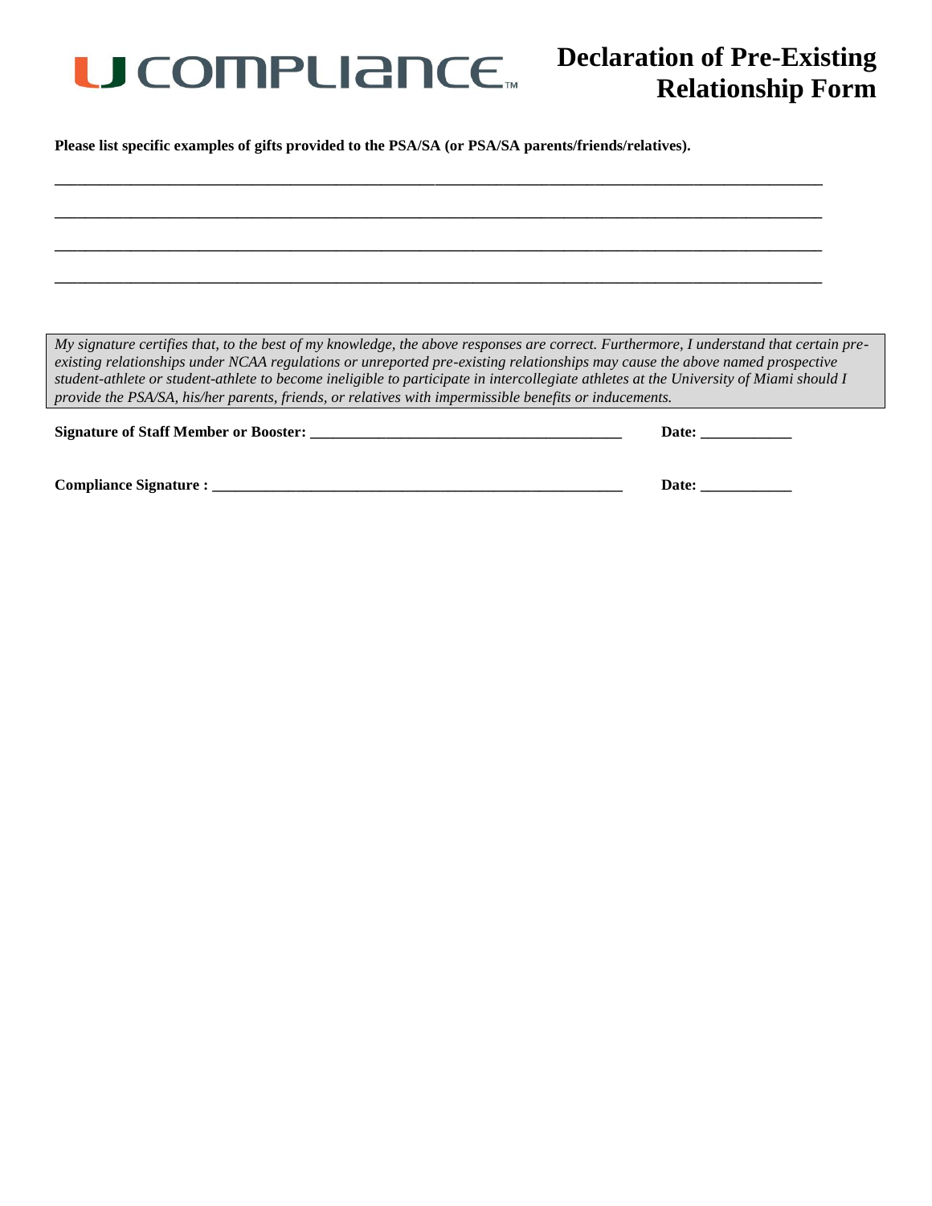U COMPLIANCE™

# Declaration of Pre-Existing Relationship Form

**Please list specific examples of gifts provided to the PSA/SA (or PSA/SA parents/friends/relatives).**

______________________________________________________________________________________________

______________________________________________________________________________________________

______________________________________________________________________________________________

______________________________________________________________________________________________

*My signature certifies that, to the best of my knowledge, the above responses are correct. Furthermore, I understand that certain pre-existing relationships under NCAA regulations or unreported pre-existing relationships may cause the above named prospective student-athlete or student-athlete to become ineligible to participate in intercollegiate athletes at the University of Miami should I provide the PSA/SA, his/her parents, friends, or relatives with impermissible benefits or inducements.*

**Signature of Staff Member or Booster:** ________________________________________ **Date:** ____________

**Compliance Signature :** ________________________________________________________ **Date:** ____________